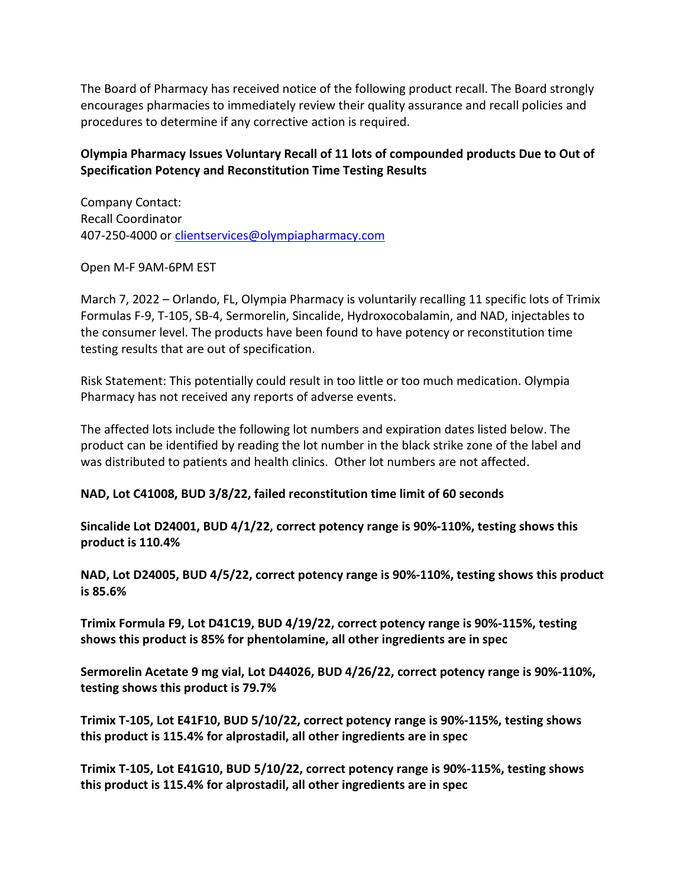The Board of Pharmacy has received notice of the following product recall. The Board strongly encourages pharmacies to immediately review their quality assurance and recall policies and procedures to determine if any corrective action is required.

**Olympia Pharmacy Issues Voluntary Recall of 11 lots of compounded products Due to Out of Specification Potency and Reconstitution Time Testing Results**

Company Contact:
Recall Coordinator
407-250-4000 or clientservices@olympiapharmacy.com

Open M-F 9AM-6PM EST

March 7, 2022 – Orlando, FL, Olympia Pharmacy is voluntarily recalling 11 specific lots of Trimix Formulas F-9, T-105, SB-4, Sermorelin, Sincalide, Hydroxocobalamin, and NAD, injectables to the consumer level. The products have been found to have potency or reconstitution time testing results that are out of specification.

Risk Statement: This potentially could result in too little or too much medication. Olympia Pharmacy has not received any reports of adverse events.

The affected lots include the following lot numbers and expiration dates listed below. The product can be identified by reading the lot number in the black strike zone of the label and was distributed to patients and health clinics. Other lot numbers are not affected.

**NAD, Lot C41008, BUD 3/8/22, failed reconstitution time limit of 60 seconds**

**Sincalide Lot D24001, BUD 4/1/22, correct potency range is 90%-110%, testing shows this product is 110.4%**

**NAD, Lot D24005, BUD 4/5/22, correct potency range is 90%-110%, testing shows this product is 85.6%**

**Trimix Formula F9, Lot D41C19, BUD 4/19/22, correct potency range is 90%-115%, testing shows this product is 85% for phentolamine, all other ingredients are in spec**

**Sermorelin Acetate 9 mg vial, Lot D44026, BUD 4/26/22, correct potency range is 90%-110%, testing shows this product is 79.7%**

**Trimix T-105, Lot E41F10, BUD 5/10/22, correct potency range is 90%-115%, testing shows this product is 115.4% for alprostadil, all other ingredients are in spec**

**Trimix T-105, Lot E41G10, BUD 5/10/22, correct potency range is 90%-115%, testing shows this product is 115.4% for alprostadil, all other ingredients are in spec**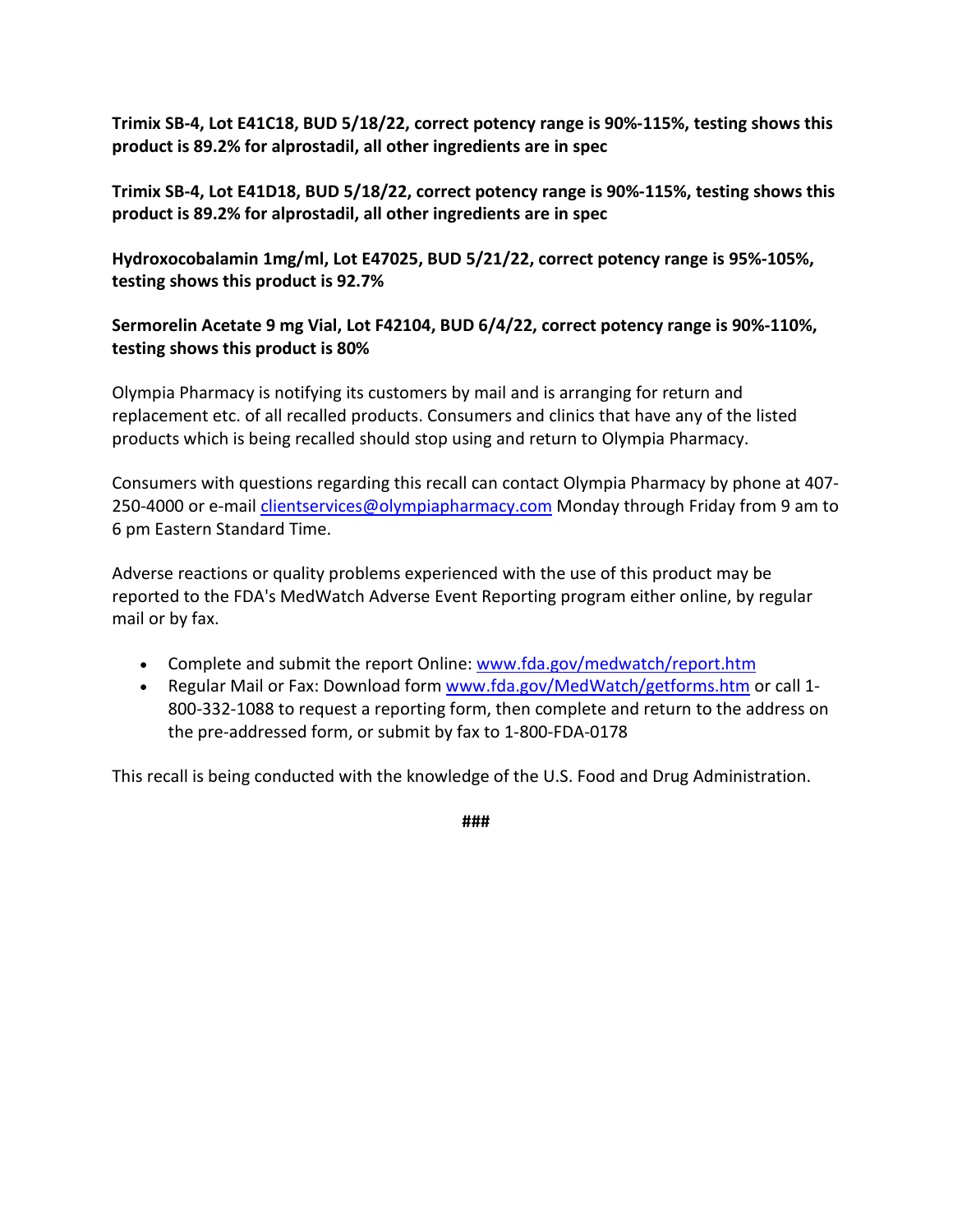**Trimix SB-4, Lot E41C18, BUD 5/18/22, correct potency range is 90%-115%, testing shows this product is 89.2% for alprostadil, all other ingredients are in spec**

**Trimix SB-4, Lot E41D18, BUD 5/18/22, correct potency range is 90%-115%, testing shows this product is 89.2% for alprostadil, all other ingredients are in spec**

**Hydroxocobalamin 1mg/ml, Lot E47025, BUD 5/21/22, correct potency range is 95%-105%, testing shows this product is 92.7%**

**Sermorelin Acetate 9 mg Vial, Lot F42104, BUD 6/4/22, correct potency range is 90%-110%, testing shows this product is 80%**

Olympia Pharmacy is notifying its customers by mail and is arranging for return and replacement etc. of all recalled products. Consumers and clinics that have any of the listed products which is being recalled should stop using and return to Olympia Pharmacy.

Consumers with questions regarding this recall can contact Olympia Pharmacy by phone at 407-250-4000 or e-mail clientservices@olympiapharmacy.com Monday through Friday from 9 am to 6 pm Eastern Standard Time.

Adverse reactions or quality problems experienced with the use of this product may be reported to the FDA's MedWatch Adverse Event Reporting program either online, by regular mail or by fax.

- Complete and submit the report Online: www.fda.gov/medwatch/report.htm
- Regular Mail or Fax: Download form www.fda.gov/MedWatch/getforms.htm or call 1-800-332-1088 to request a reporting form, then complete and return to the address on the pre-addressed form, or submit by fax to 1-800-FDA-0178

This recall is being conducted with the knowledge of the U.S. Food and Drug Administration.

**###**